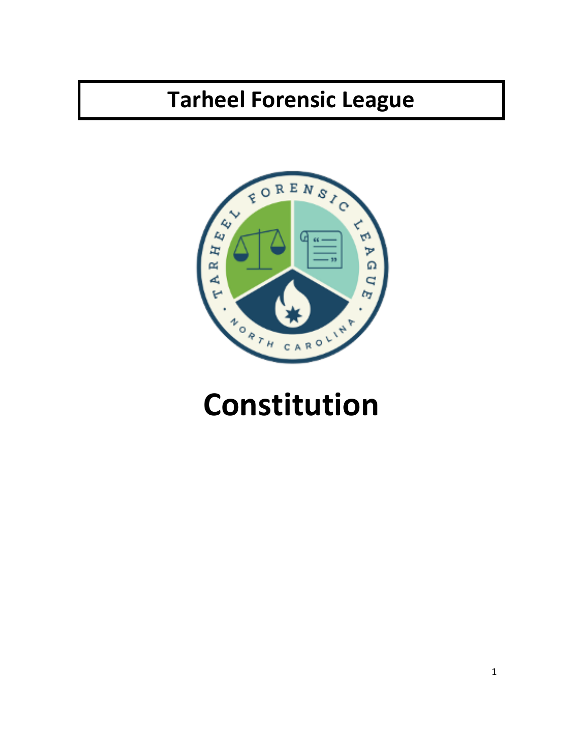# Tarheel Forensic League

# Constitution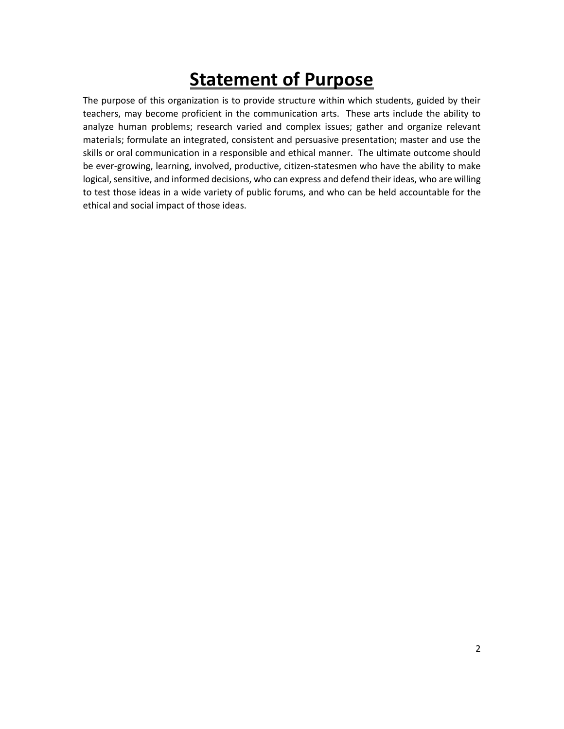# Statement of Purpose

The purpose of this organization is to provide structure within which students, guided by their teachers, may become proficient in the communication arts. These arts include the ability to analyze human problems; research varied and complex issues; gather and organize relevant materials; formulate an integrated, consistent and persuasive presentation; master and use the skills or oral communication in a responsible and ethical manner. The ultimate outcome should be ever-growing, learning, involved, productive, citizen-statesmen who have the ability to make logical, sensitive, and informed decisions, who can express and defend their ideas, who are willing to test those ideas in a wide variety of public forums, and who can be held accountable for the ethical and social impact of those ideas.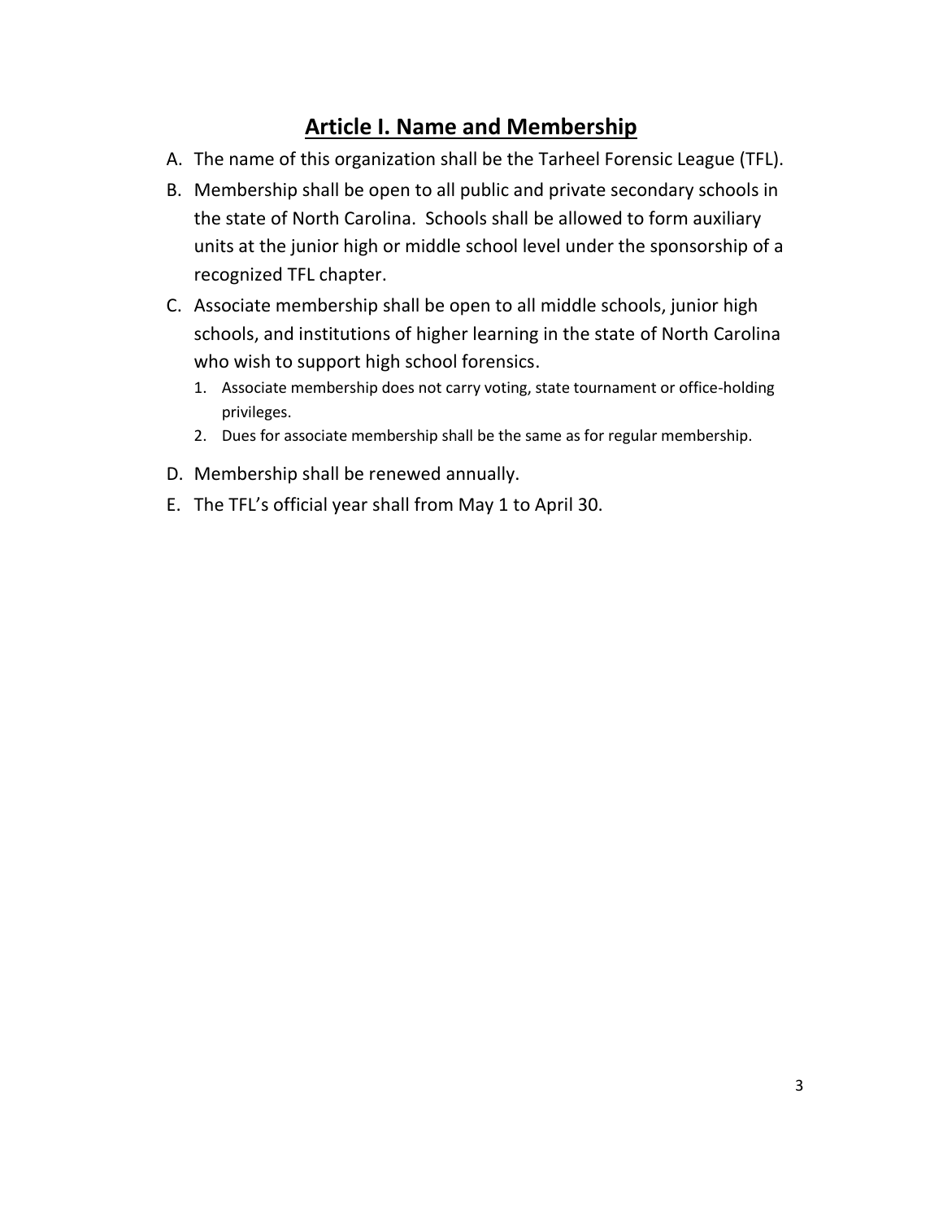## Article I. Name and Membership

A. The name of this organization shall be the Tarheel Forensic League (TFL).

B. Membership shall be open to all public and private secondary schools in the state of North Carolina. Schools shall be allowed to form auxiliary units at the junior high or middle school level under the sponsorship of a recognized TFL chapter.

C. Associate membership shall be open to all middle schools, junior high schools, and institutions of higher learning in the state of North Carolina who wish to support high school forensics.
   1. Associate membership does not carry voting, state tournament or office-holding privileges.
   2. Dues for associate membership shall be the same as for regular membership.

D. Membership shall be renewed annually.

E. The TFL's official year shall from May 1 to April 30.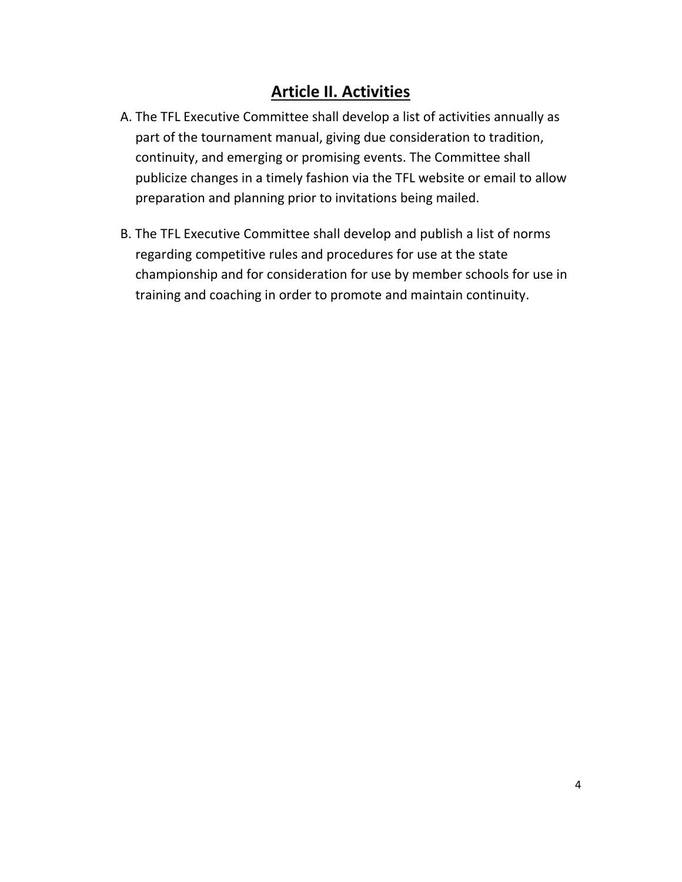## Article II. Activities

A. The TFL Executive Committee shall develop a list of activities annually as part of the tournament manual, giving due consideration to tradition, continuity, and emerging or promising events. The Committee shall publicize changes in a timely fashion via the TFL website or email to allow preparation and planning prior to invitations being mailed.

B. The TFL Executive Committee shall develop and publish a list of norms regarding competitive rules and procedures for use at the state championship and for consideration for use by member schools for use in training and coaching in order to promote and maintain continuity.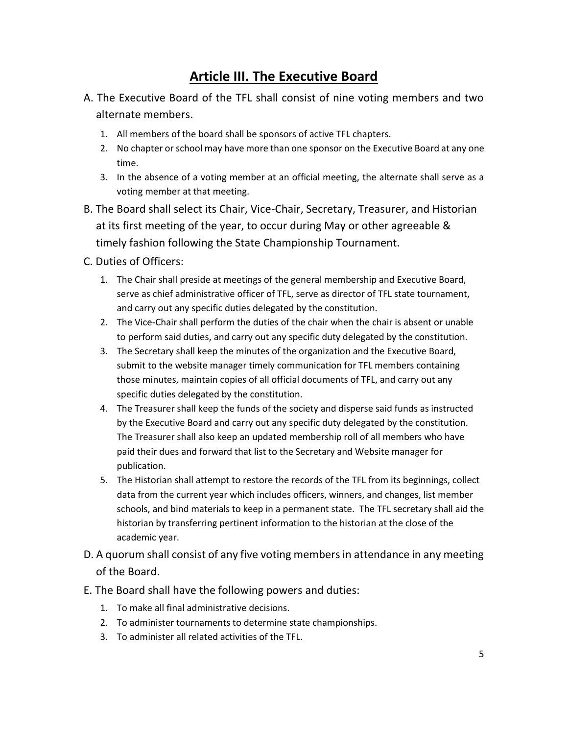# Article III. The Executive Board

A. The Executive Board of the TFL shall consist of nine voting members and two alternate members.

1. All members of the board shall be sponsors of active TFL chapters.
2. No chapter or school may have more than one sponsor on the Executive Board at any one time.
3. In the absence of a voting member at an official meeting, the alternate shall serve as a voting member at that meeting.

B. The Board shall select its Chair, Vice-Chair, Secretary, Treasurer, and Historian at its first meeting of the year, to occur during May or other agreeable & timely fashion following the State Championship Tournament.

C. Duties of Officers:

1. The Chair shall preside at meetings of the general membership and Executive Board, serve as chief administrative officer of TFL, serve as director of TFL state tournament, and carry out any specific duties delegated by the constitution.
2. The Vice-Chair shall perform the duties of the chair when the chair is absent or unable to perform said duties, and carry out any specific duty delegated by the constitution.
3. The Secretary shall keep the minutes of the organization and the Executive Board, submit to the website manager timely communication for TFL members containing those minutes, maintain copies of all official documents of TFL, and carry out any specific duties delegated by the constitution.
4. The Treasurer shall keep the funds of the society and disperse said funds as instructed by the Executive Board and carry out any specific duty delegated by the constitution. The Treasurer shall also keep an updated membership roll of all members who have paid their dues and forward that list to the Secretary and Website manager for publication.
5. The Historian shall attempt to restore the records of the TFL from its beginnings, collect data from the current year which includes officers, winners, and changes, list member schools, and bind materials to keep in a permanent state. The TFL secretary shall aid the historian by transferring pertinent information to the historian at the close of the academic year.

D. A quorum shall consist of any five voting members in attendance in any meeting of the Board.

E. The Board shall have the following powers and duties:

1. To make all final administrative decisions.
2. To administer tournaments to determine state championships.
3. To administer all related activities of the TFL.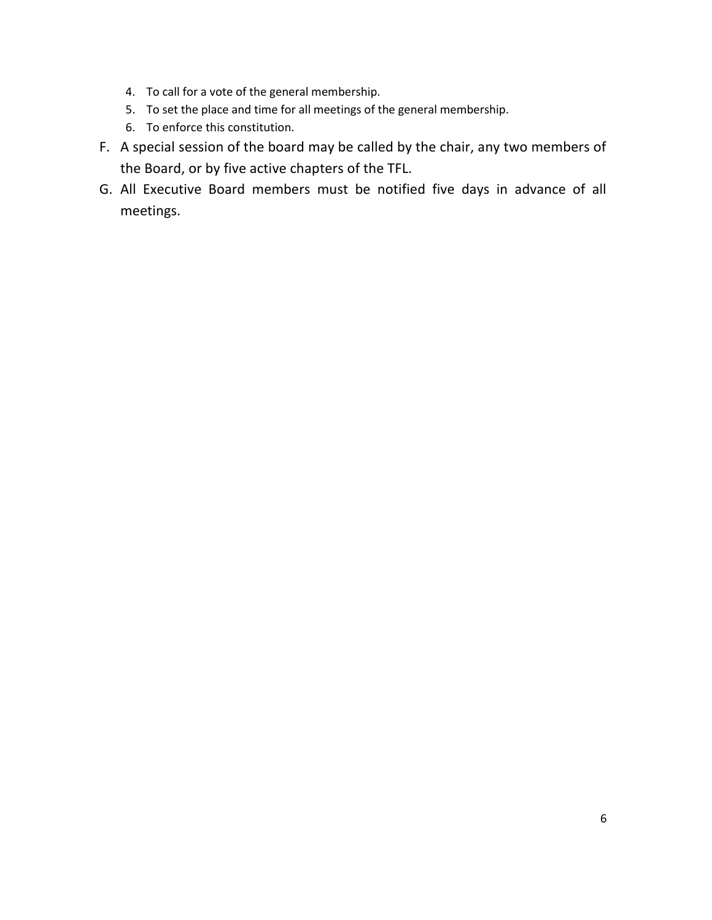4. To call for a vote of the general membership.
5. To set the place and time for all meetings of the general membership.
6. To enforce this constitution.

F. A special session of the board may be called by the chair, any two members of the Board, or by five active chapters of the TFL.

G. All Executive Board members must be notified five days in advance of all meetings.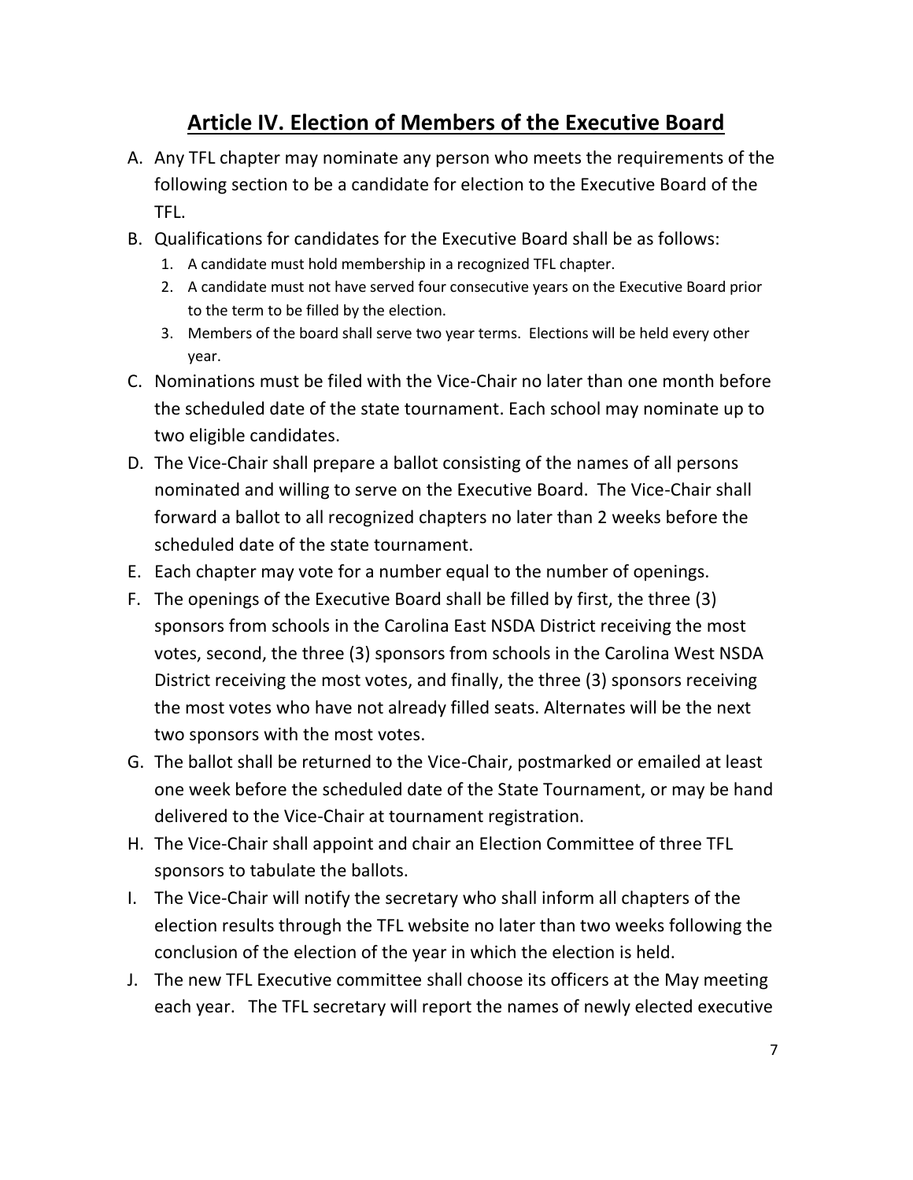## Article IV. Election of Members of the Executive Board

A. Any TFL chapter may nominate any person who meets the requirements of the following section to be a candidate for election to the Executive Board of the TFL.

B. Qualifications for candidates for the Executive Board shall be as follows:
   1. A candidate must hold membership in a recognized TFL chapter.
   2. A candidate must not have served four consecutive years on the Executive Board prior to the term to be filled by the election.
   3. Members of the board shall serve two year terms. Elections will be held every other year.

C. Nominations must be filed with the Vice-Chair no later than one month before the scheduled date of the state tournament. Each school may nominate up to two eligible candidates.

D. The Vice-Chair shall prepare a ballot consisting of the names of all persons nominated and willing to serve on the Executive Board. The Vice-Chair shall forward a ballot to all recognized chapters no later than 2 weeks before the scheduled date of the state tournament.

E. Each chapter may vote for a number equal to the number of openings.

F. The openings of the Executive Board shall be filled by first, the three (3) sponsors from schools in the Carolina East NSDA District receiving the most votes, second, the three (3) sponsors from schools in the Carolina West NSDA District receiving the most votes, and finally, the three (3) sponsors receiving the most votes who have not already filled seats. Alternates will be the next two sponsors with the most votes.

G. The ballot shall be returned to the Vice-Chair, postmarked or emailed at least one week before the scheduled date of the State Tournament, or may be hand delivered to the Vice-Chair at tournament registration.

H. The Vice-Chair shall appoint and chair an Election Committee of three TFL sponsors to tabulate the ballots.

I. The Vice-Chair will notify the secretary who shall inform all chapters of the election results through the TFL website no later than two weeks following the conclusion of the election of the year in which the election is held.

J. The new TFL Executive committee shall choose its officers at the May meeting each year. The TFL secretary will report the names of newly elected executive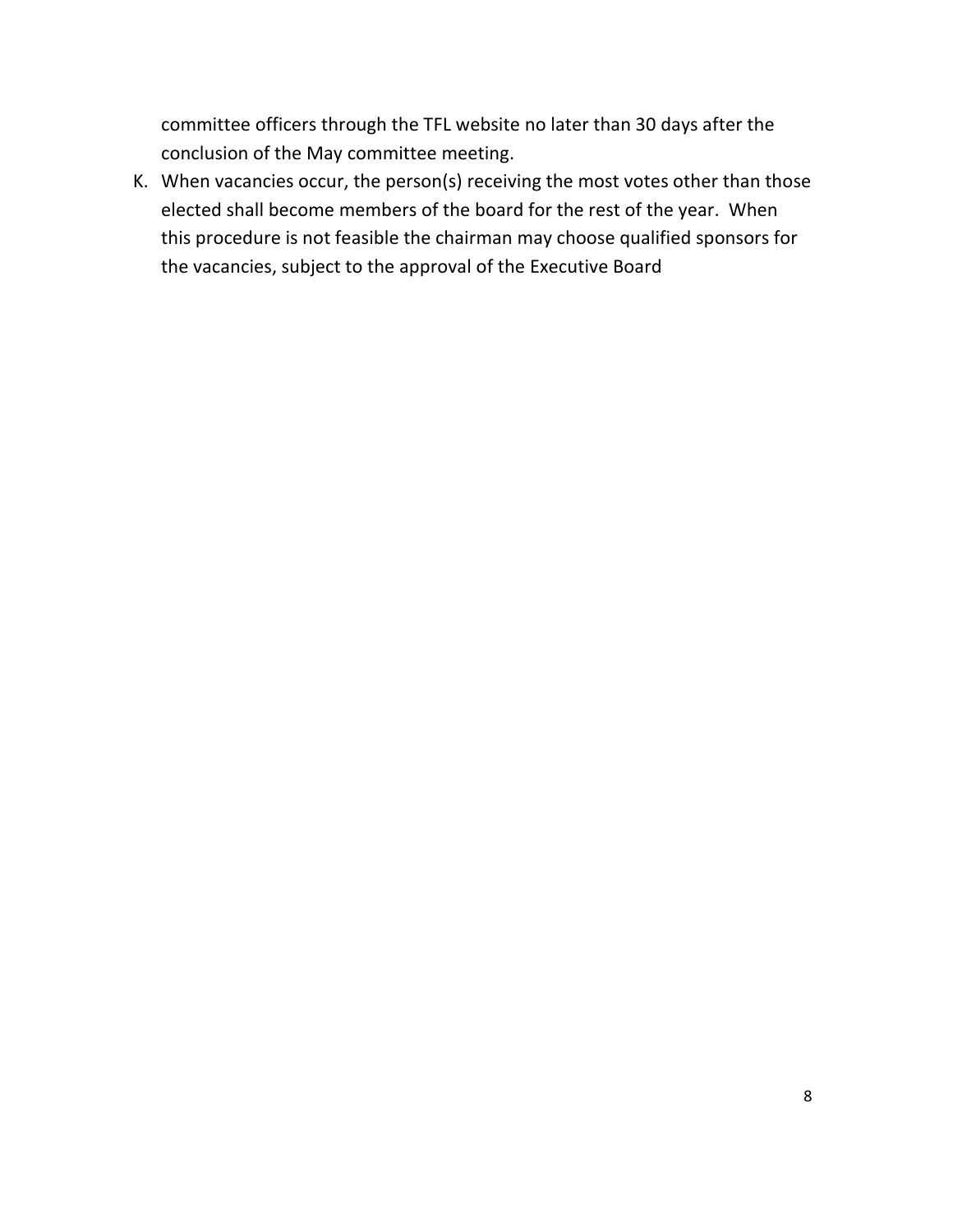committee officers through the TFL website no later than 30 days after the conclusion of the May committee meeting.

K. When vacancies occur, the person(s) receiving the most votes other than those elected shall become members of the board for the rest of the year. When this procedure is not feasible the chairman may choose qualified sponsors for the vacancies, subject to the approval of the Executive Board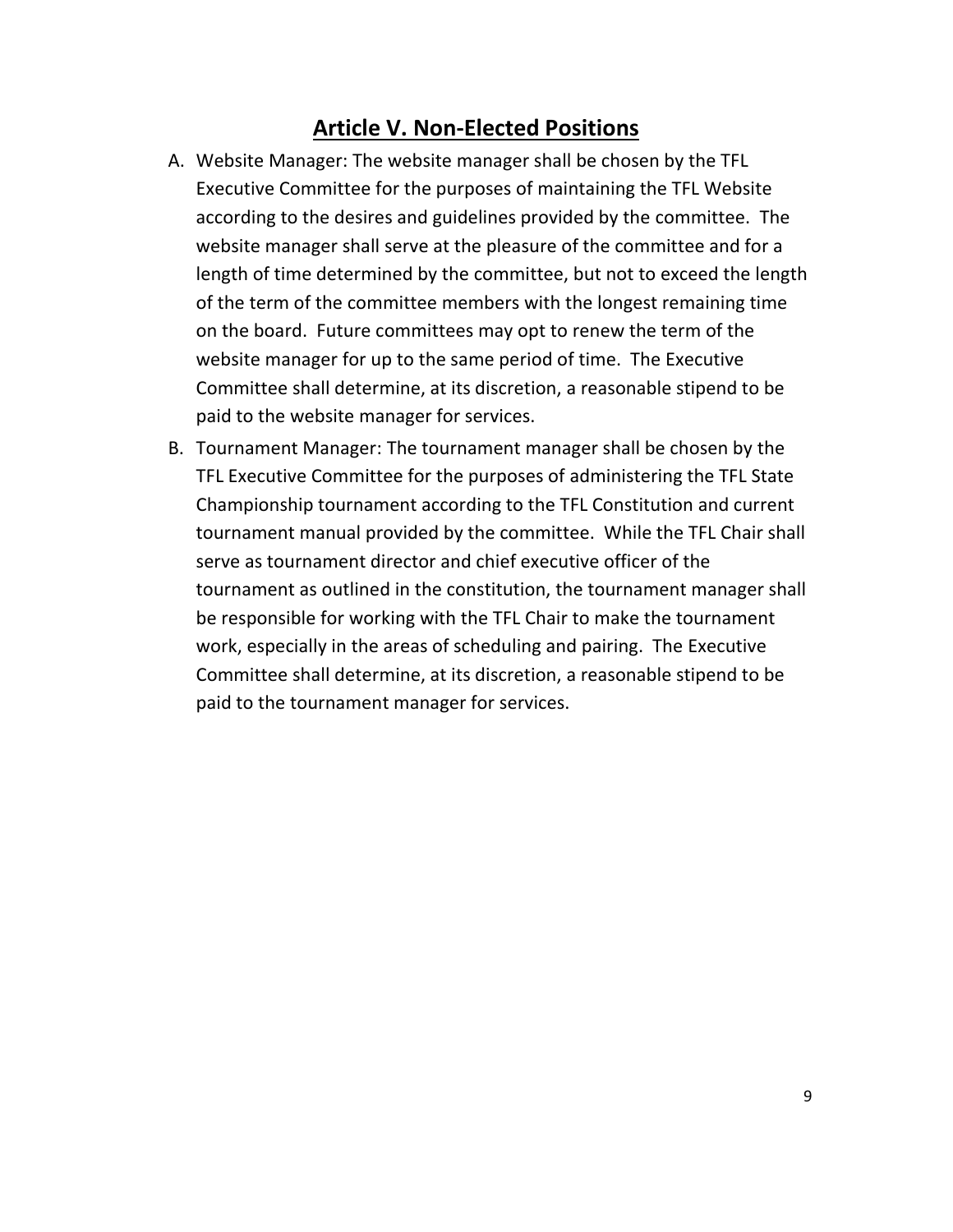# Article V. Non-Elected Positions

A. Website Manager: The website manager shall be chosen by the TFL Executive Committee for the purposes of maintaining the TFL Website according to the desires and guidelines provided by the committee. The website manager shall serve at the pleasure of the committee and for a length of time determined by the committee, but not to exceed the length of the term of the committee members with the longest remaining time on the board. Future committees may opt to renew the term of the website manager for up to the same period of time. The Executive Committee shall determine, at its discretion, a reasonable stipend to be paid to the website manager for services.

B. Tournament Manager: The tournament manager shall be chosen by the TFL Executive Committee for the purposes of administering the TFL State Championship tournament according to the TFL Constitution and current tournament manual provided by the committee. While the TFL Chair shall serve as tournament director and chief executive officer of the tournament as outlined in the constitution, the tournament manager shall be responsible for working with the TFL Chair to make the tournament work, especially in the areas of scheduling and pairing. The Executive Committee shall determine, at its discretion, a reasonable stipend to be paid to the tournament manager for services.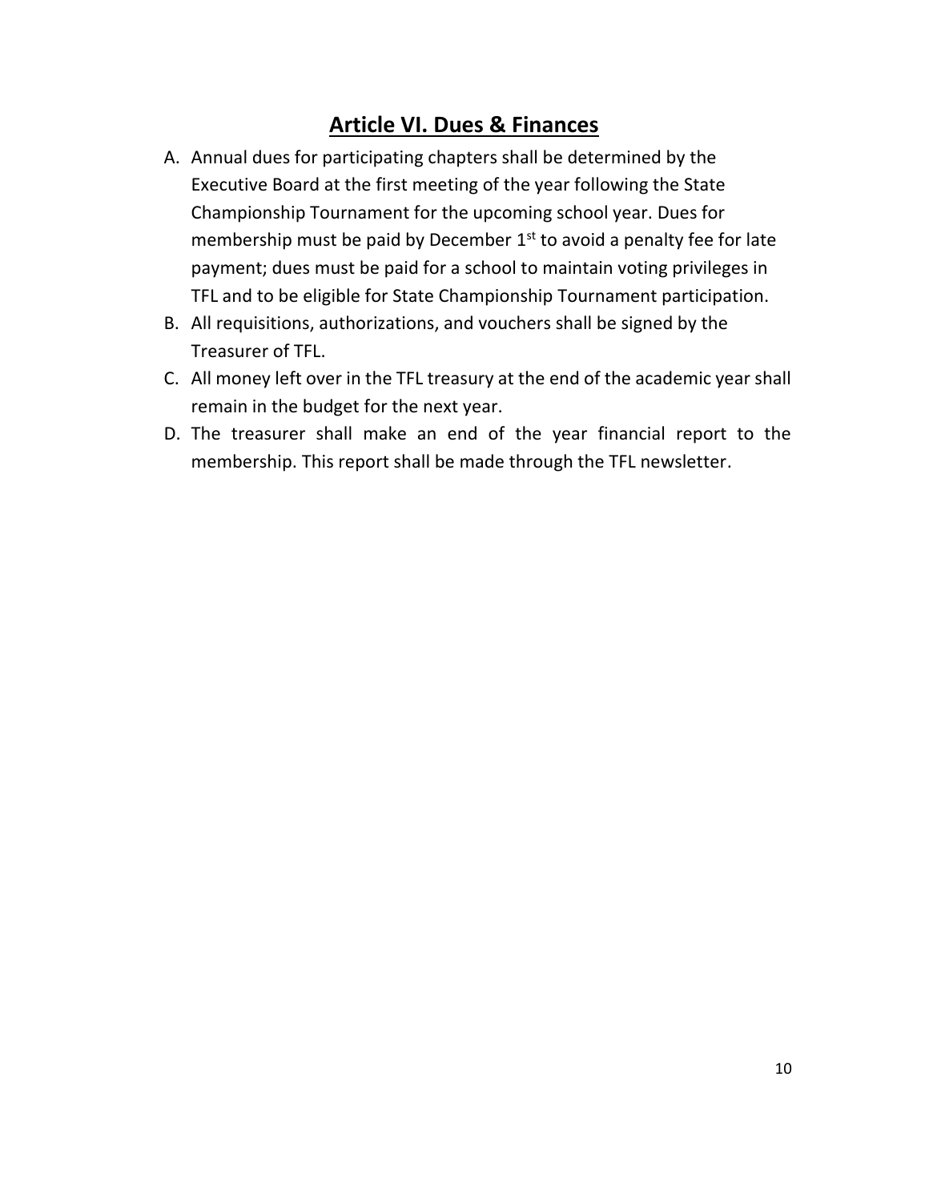## Article VI. Dues & Finances

A. Annual dues for participating chapters shall be determined by the Executive Board at the first meeting of the year following the State Championship Tournament for the upcoming school year. Dues for membership must be paid by December 1st to avoid a penalty fee for late payment; dues must be paid for a school to maintain voting privileges in TFL and to be eligible for State Championship Tournament participation.
B. All requisitions, authorizations, and vouchers shall be signed by the Treasurer of TFL.
C. All money left over in the TFL treasury at the end of the academic year shall remain in the budget for the next year.
D. The treasurer shall make an end of the year financial report to the membership. This report shall be made through the TFL newsletter.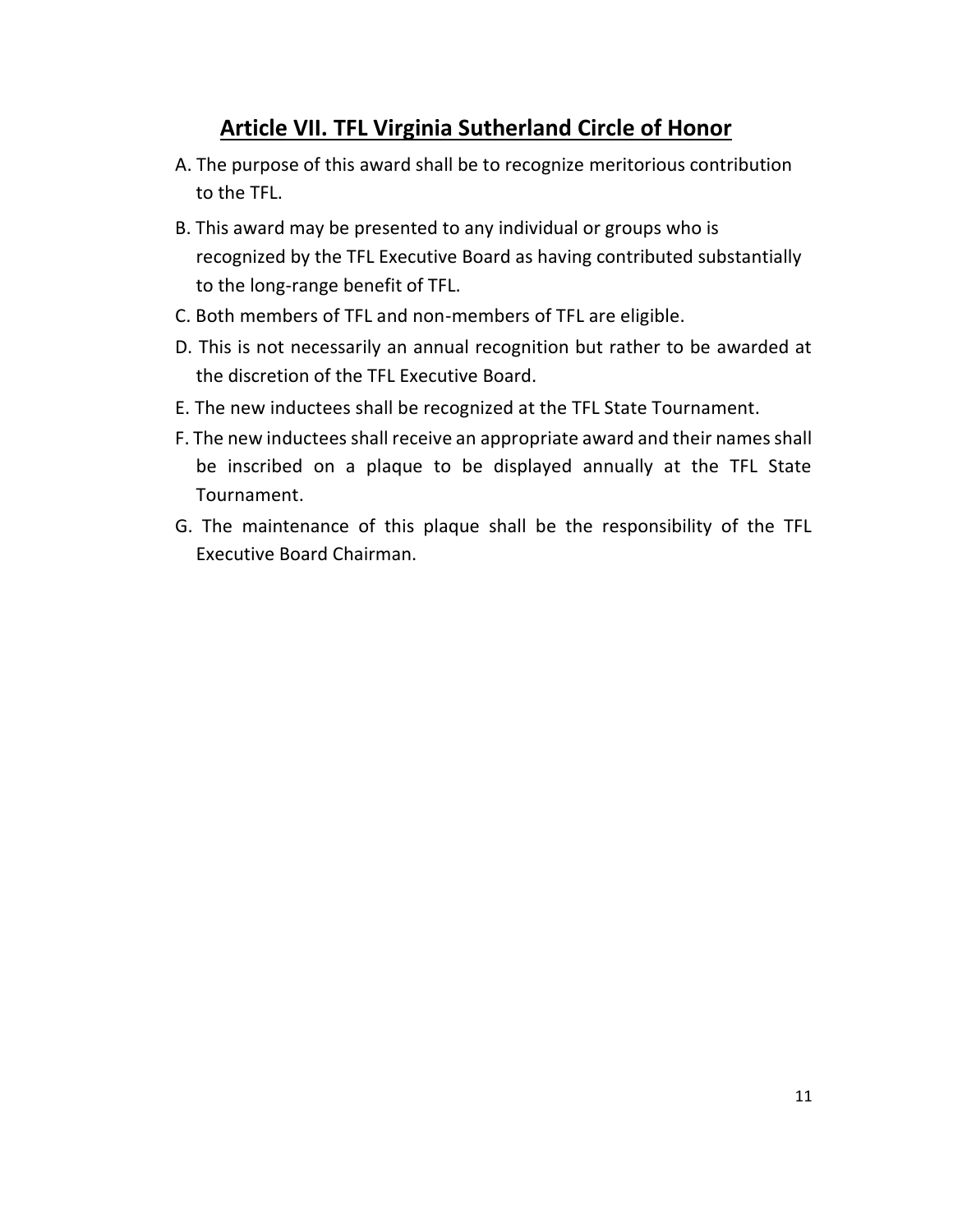## Article VII. TFL Virginia Sutherland Circle of Honor

A. The purpose of this award shall be to recognize meritorious contribution to the TFL.

B. This award may be presented to any individual or groups who is recognized by the TFL Executive Board as having contributed substantially to the long-range benefit of TFL.

C. Both members of TFL and non-members of TFL are eligible.

D. This is not necessarily an annual recognition but rather to be awarded at the discretion of the TFL Executive Board.

E. The new inductees shall be recognized at the TFL State Tournament.

F. The new inductees shall receive an appropriate award and their names shall be inscribed on a plaque to be displayed annually at the TFL State Tournament.

G. The maintenance of this plaque shall be the responsibility of the TFL Executive Board Chairman.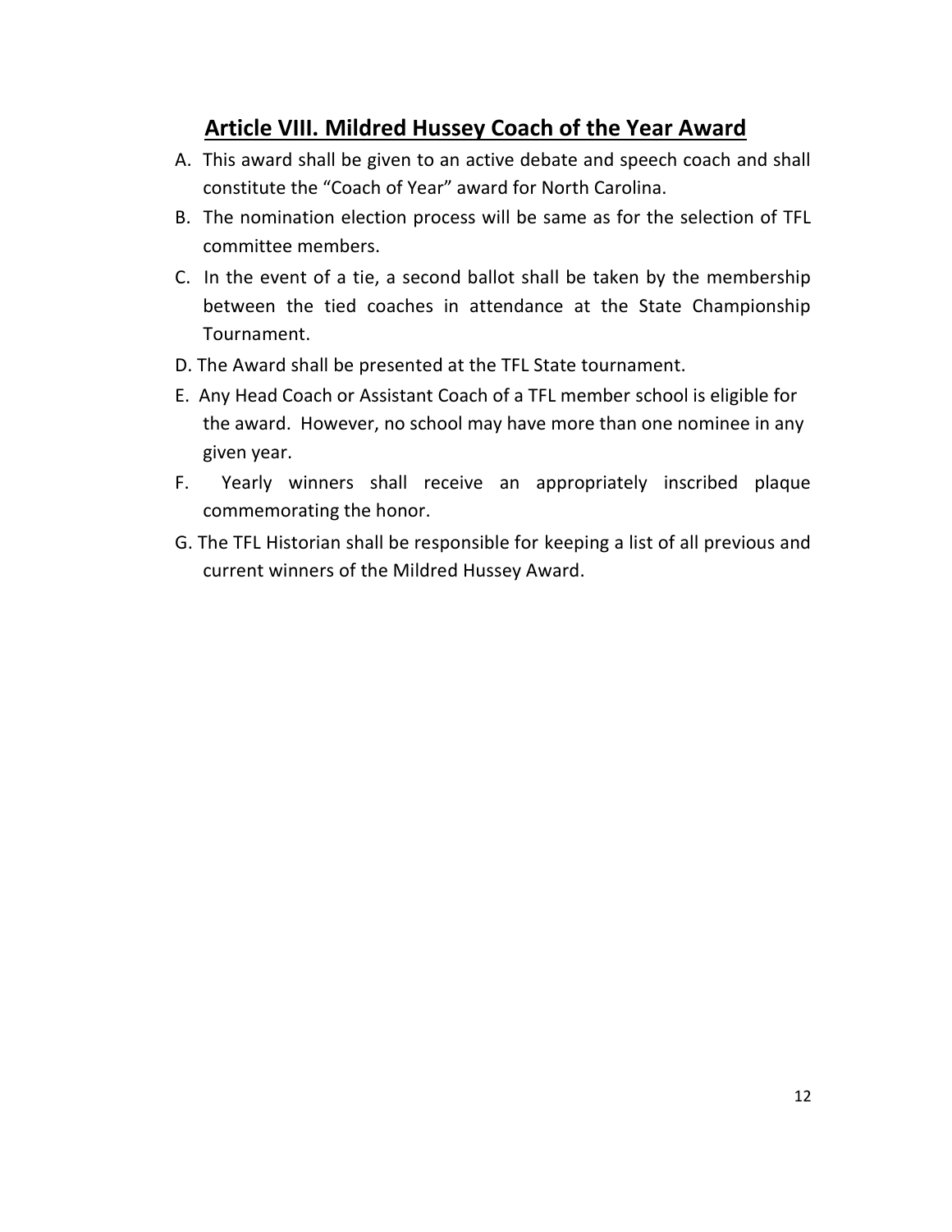## Article VIII. Mildred Hussey Coach of the Year Award

A. This award shall be given to an active debate and speech coach and shall constitute the "Coach of Year" award for North Carolina.

B. The nomination election process will be same as for the selection of TFL committee members.

C. In the event of a tie, a second ballot shall be taken by the membership between the tied coaches in attendance at the State Championship Tournament.

D. The Award shall be presented at the TFL State tournament.

E. Any Head Coach or Assistant Coach of a TFL member school is eligible for the award. However, no school may have more than one nominee in any given year.

F. Yearly winners shall receive an appropriately inscribed plaque commemorating the honor.

G. The TFL Historian shall be responsible for keeping a list of all previous and current winners of the Mildred Hussey Award.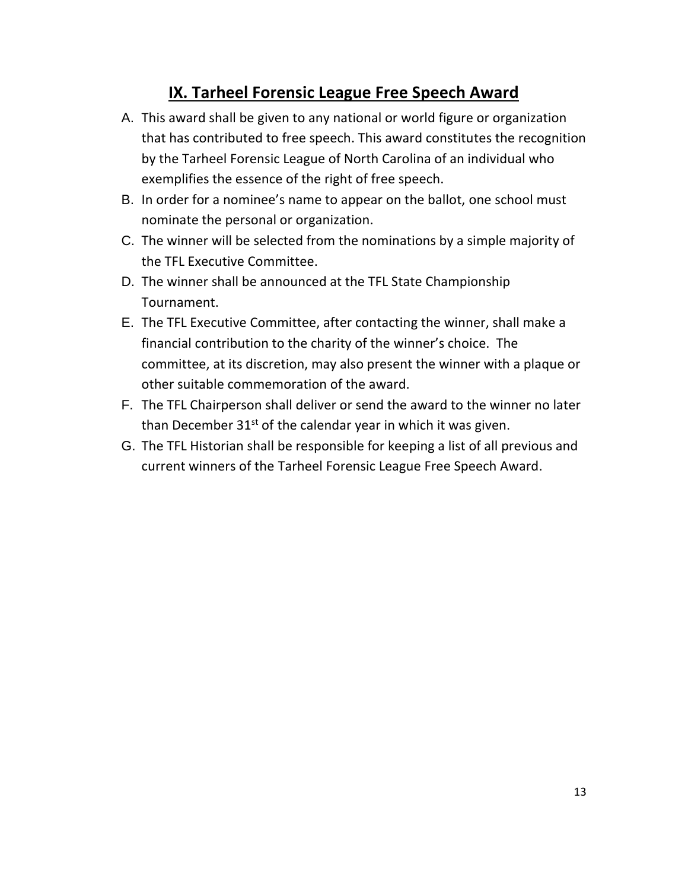## IX. Tarheel Forensic League Free Speech Award

A. This award shall be given to any national or world figure or organization that has contributed to free speech. This award constitutes the recognition by the Tarheel Forensic League of North Carolina of an individual who exemplifies the essence of the right of free speech.

B. In order for a nominee's name to appear on the ballot, one school must nominate the personal or organization.

C. The winner will be selected from the nominations by a simple majority of the TFL Executive Committee.

D. The winner shall be announced at the TFL State Championship Tournament.

E. The TFL Executive Committee, after contacting the winner, shall make a financial contribution to the charity of the winner's choice. The committee, at its discretion, may also present the winner with a plaque or other suitable commemoration of the award.

F. The TFL Chairperson shall deliver or send the award to the winner no later than December 31st of the calendar year in which it was given.

G. The TFL Historian shall be responsible for keeping a list of all previous and current winners of the Tarheel Forensic League Free Speech Award.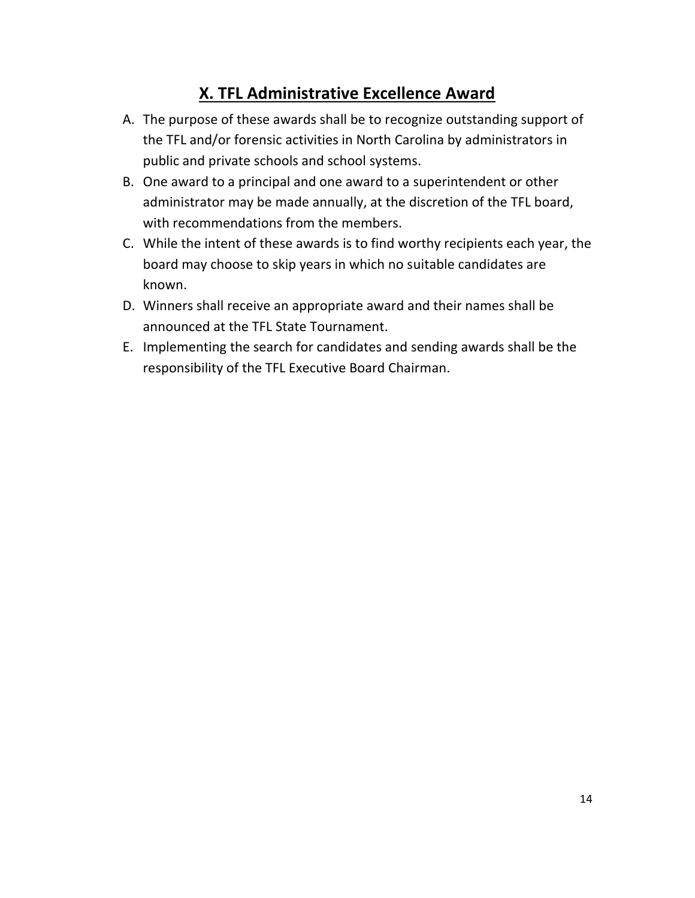## X. TFL Administrative Excellence Award

A. The purpose of these awards shall be to recognize outstanding support of the TFL and/or forensic activities in North Carolina by administrators in public and private schools and school systems.

B. One award to a principal and one award to a superintendent or other administrator may be made annually, at the discretion of the TFL board, with recommendations from the members.

C. While the intent of these awards is to find worthy recipients each year, the board may choose to skip years in which no suitable candidates are known.

D. Winners shall receive an appropriate award and their names shall be announced at the TFL State Tournament.

E. Implementing the search for candidates and sending awards shall be the responsibility of the TFL Executive Board Chairman.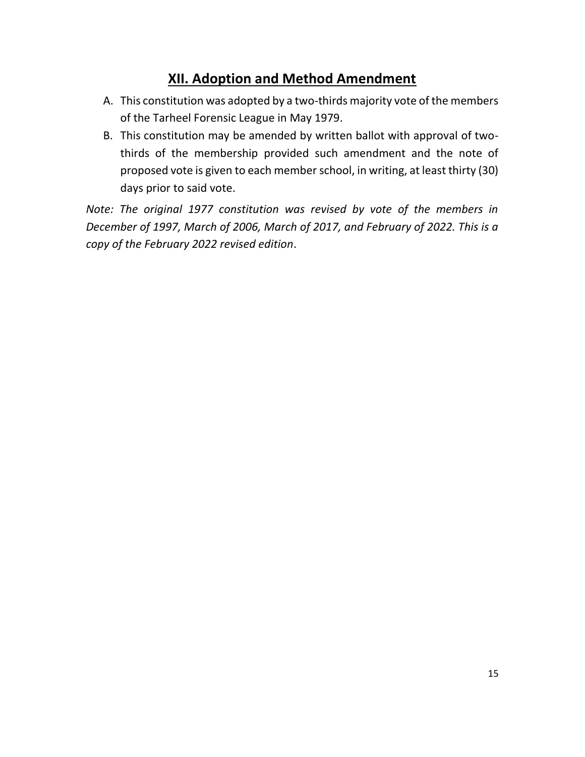## XII. Adoption and Method Amendment

A. This constitution was adopted by a two-thirds majority vote of the members of the Tarheel Forensic League in May 1979.

B. This constitution may be amended by written ballot with approval of two-thirds of the membership provided such amendment and the note of proposed vote is given to each member school, in writing, at least thirty (30) days prior to said vote.

*Note: The original 1977 constitution was revised by vote of the members in December of 1997, March of 2006, March of 2017, and February of 2022. This is a copy of the February 2022 revised edition*.